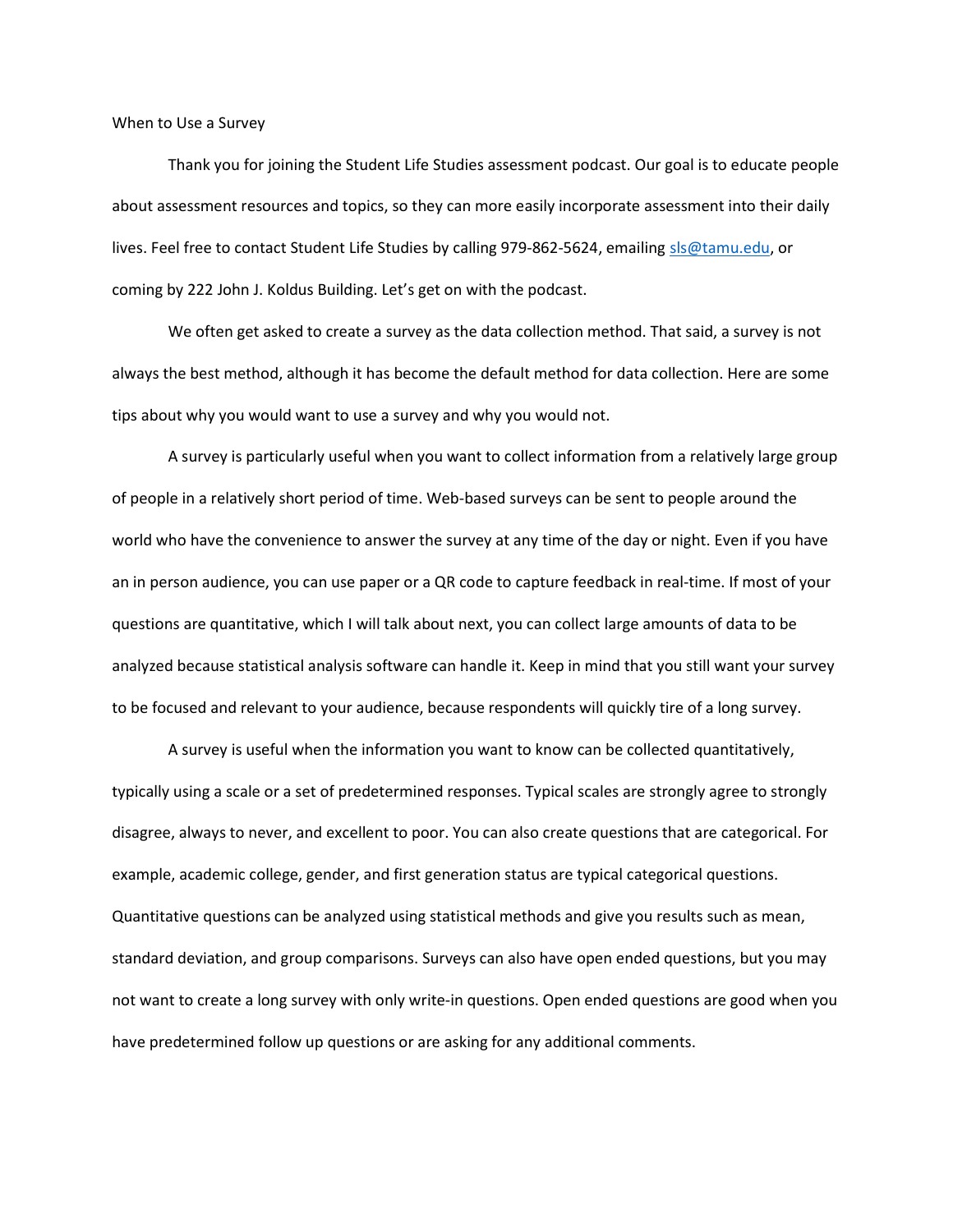# When to Use a Survey

Thank you for joining the Student Life Studies assessment podcast. Our goal is to educate people about assessment resources and topics, so they can more easily incorporate assessment into their daily lives. Feel free to contact Student Life Studies by calling 979-862-5624, emailing sls@tamu.edu, or coming by 222 John J. Koldus Building. Let's get on with the podcast.

We often get asked to create a survey as the data collection method. That said, a survey is not always the best method, although it has become the default method for data collection. Here are some tips about why you would want to use a survey and why you would not.

A survey is particularly useful when you want to collect information from a relatively large group of people in a relatively short period of time. Web-based surveys can be sent to people around the world who have the convenience to answer the survey at any time of the day or night. Even if you have an in person audience, you can use paper or a QR code to capture feedback in real-time. If most of your questions are quantitative, which I will talk about next, you can collect large amounts of data to be analyzed because statistical analysis software can handle it. Keep in mind that you still want your survey to be focused and relevant to your audience, because respondents will quickly tire of a long survey.

A survey is useful when the information you want to know can be collected quantitatively, typically using a scale or a set of predetermined responses. Typical scales are strongly agree to strongly disagree, always to never, and excellent to poor. You can also create questions that are categorical. For example, academic college, gender, and first generation status are typical categorical questions. Quantitative questions can be analyzed using statistical methods and give you results such as mean, standard deviation, and group comparisons. Surveys can also have open ended questions, but you may not want to create a long survey with only write-in questions. Open ended questions are good when you have predetermined follow up questions or are asking for any additional comments.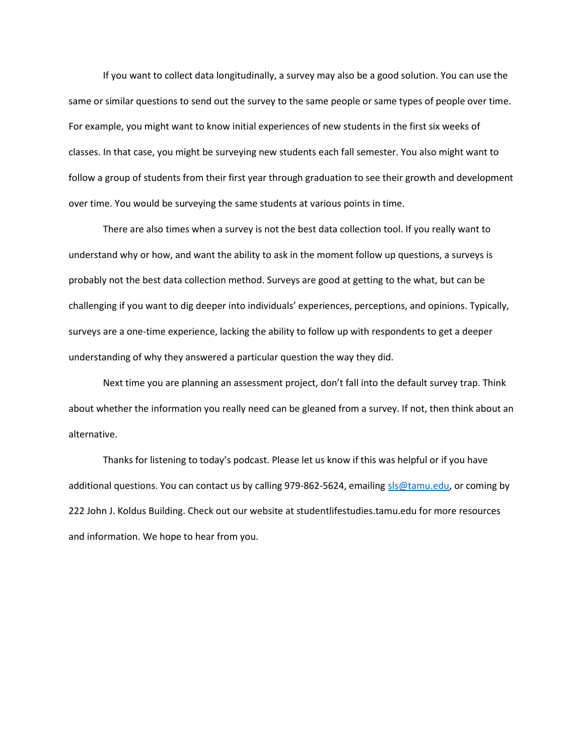If you want to collect data longitudinally, a survey may also be a good solution. You can use the same or similar questions to send out the survey to the same people or same types of people over time. For example, you might want to know initial experiences of new students in the first six weeks of classes. In that case, you might be surveying new students each fall semester. You also might want to follow a group of students from their first year through graduation to see their growth and development over time. You would be surveying the same students at various points in time.

There are also times when a survey is not the best data collection tool. If you really want to understand why or how, and want the ability to ask in the moment follow up questions, a surveys is probably not the best data collection method. Surveys are good at getting to the what, but can be challenging if you want to dig deeper into individuals' experiences, perceptions, and opinions. Typically, surveys are a one-time experience, lacking the ability to follow up with respondents to get a deeper understanding of why they answered a particular question the way they did.

Next time you are planning an assessment project, don't fall into the default survey trap. Think about whether the information you really need can be gleaned from a survey. If not, then think about an alternative.

Thanks for listening to today's podcast. Please let us know if this was helpful or if you have additional questions. You can contact us by calling 979-862-5624, emailing [sls@tamu.edu](mailto:sls@tamu.edu), or coming by 222 John J. Koldus Building. Check out our website at studentlifestudies.tamu.edu for more resources and information. We hope to hear from you.